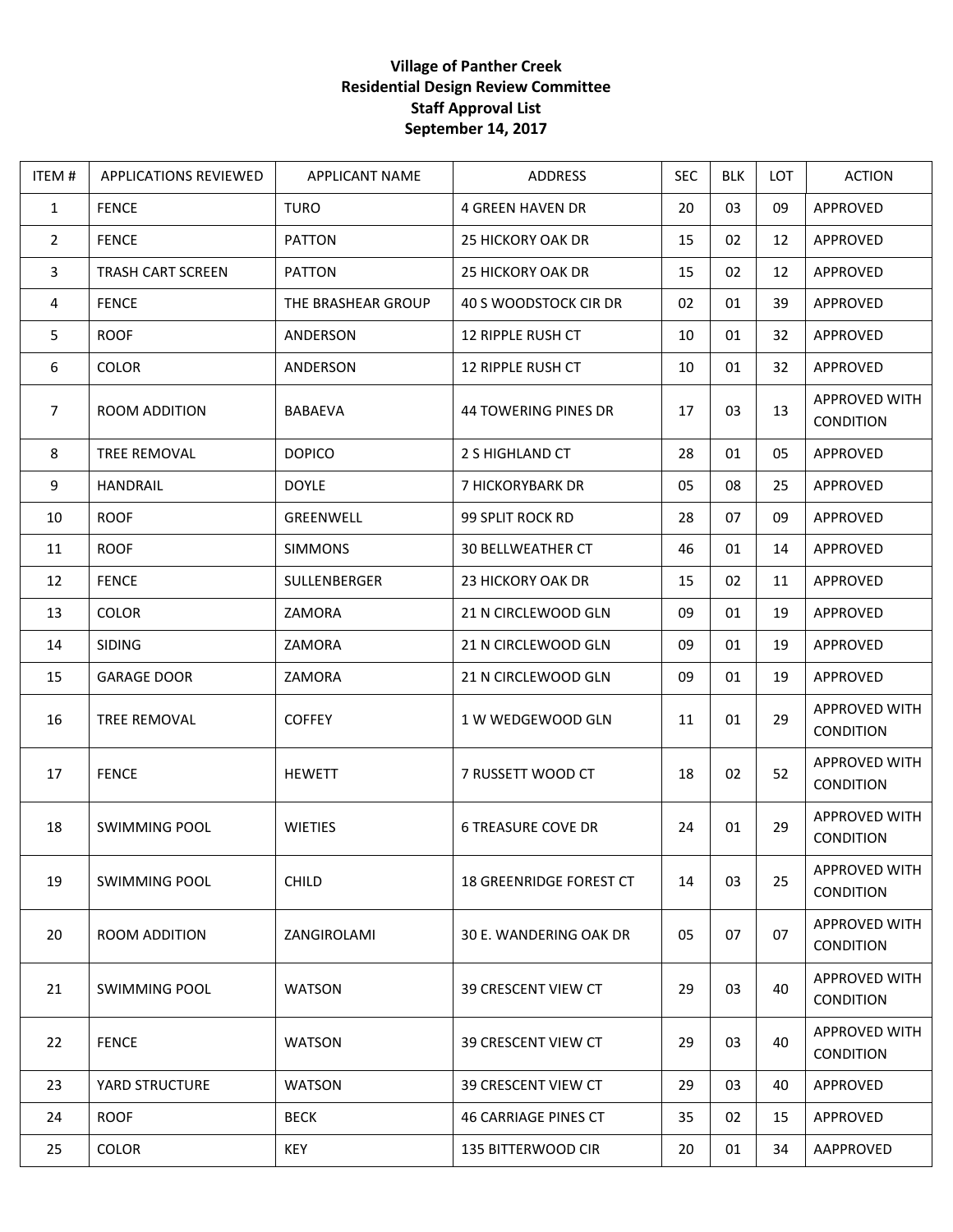**Village of Panther Creek**
**Residential Design Review Committee**
**Staff Approval List**
**September 14, 2017**

| ITEM # | APPLICATIONS REVIEWED | APPLICANT NAME | ADDRESS | SEC | BLK | LOT | ACTION |
|---|---|---|---|---|---|---|---|
| 1 | FENCE | TURO | 4 GREEN HAVEN DR | 20 | 03 | 09 | APPROVED |
| 2 | FENCE | PATTON | 25 HICKORY OAK DR | 15 | 02 | 12 | APPROVED |
| 3 | TRASH CART SCREEN | PATTON | 25 HICKORY OAK DR | 15 | 02 | 12 | APPROVED |
| 4 | FENCE | THE BRASHEAR GROUP | 40 S WOODSTOCK CIR DR | 02 | 01 | 39 | APPROVED |
| 5 | ROOF | ANDERSON | 12 RIPPLE RUSH CT | 10 | 01 | 32 | APPROVED |
| 6 | COLOR | ANDERSON | 12 RIPPLE RUSH CT | 10 | 01 | 32 | APPROVED |
| 7 | ROOM ADDITION | BABAEVA | 44 TOWERING PINES DR | 17 | 03 | 13 | APPROVED WITH CONDITION |
| 8 | TREE REMOVAL | DOPICO | 2 S HIGHLAND CT | 28 | 01 | 05 | APPROVED |
| 9 | HANDRAIL | DOYLE | 7 HICKORYBARK DR | 05 | 08 | 25 | APPROVED |
| 10 | ROOF | GREENWELL | 99 SPLIT ROCK RD | 28 | 07 | 09 | APPROVED |
| 11 | ROOF | SIMMONS | 30 BELLWEATHER CT | 46 | 01 | 14 | APPROVED |
| 12 | FENCE | SULLENBERGER | 23 HICKORY OAK DR | 15 | 02 | 11 | APPROVED |
| 13 | COLOR | ZAMORA | 21 N CIRCLEWOOD GLN | 09 | 01 | 19 | APPROVED |
| 14 | SIDING | ZAMORA | 21 N CIRCLEWOOD GLN | 09 | 01 | 19 | APPROVED |
| 15 | GARAGE DOOR | ZAMORA | 21 N CIRCLEWOOD GLN | 09 | 01 | 19 | APPROVED |
| 16 | TREE REMOVAL | COFFEY | 1 W WEDGEWOOD GLN | 11 | 01 | 29 | APPROVED WITH CONDITION |
| 17 | FENCE | HEWETT | 7 RUSSETT WOOD CT | 18 | 02 | 52 | APPROVED WITH CONDITION |
| 18 | SWIMMING POOL | WIETIES | 6 TREASURE COVE DR | 24 | 01 | 29 | APPROVED WITH CONDITION |
| 19 | SWIMMING POOL | CHILD | 18 GREENRIDGE FOREST CT | 14 | 03 | 25 | APPROVED WITH CONDITION |
| 20 | ROOM ADDITION | ZANGIROLAMI | 30 E. WANDERING OAK DR | 05 | 07 | 07 | APPROVED WITH CONDITION |
| 21 | SWIMMING POOL | WATSON | 39 CRESCENT VIEW CT | 29 | 03 | 40 | APPROVED WITH CONDITION |
| 22 | FENCE | WATSON | 39 CRESCENT VIEW CT | 29 | 03 | 40 | APPROVED WITH CONDITION |
| 23 | YARD STRUCTURE | WATSON | 39 CRESCENT VIEW CT | 29 | 03 | 40 | APPROVED |
| 24 | ROOF | BECK | 46 CARRIAGE PINES CT | 35 | 02 | 15 | APPROVED |
| 25 | COLOR | KEY | 135 BITTERWOOD CIR | 20 | 01 | 34 | AAPPROVED |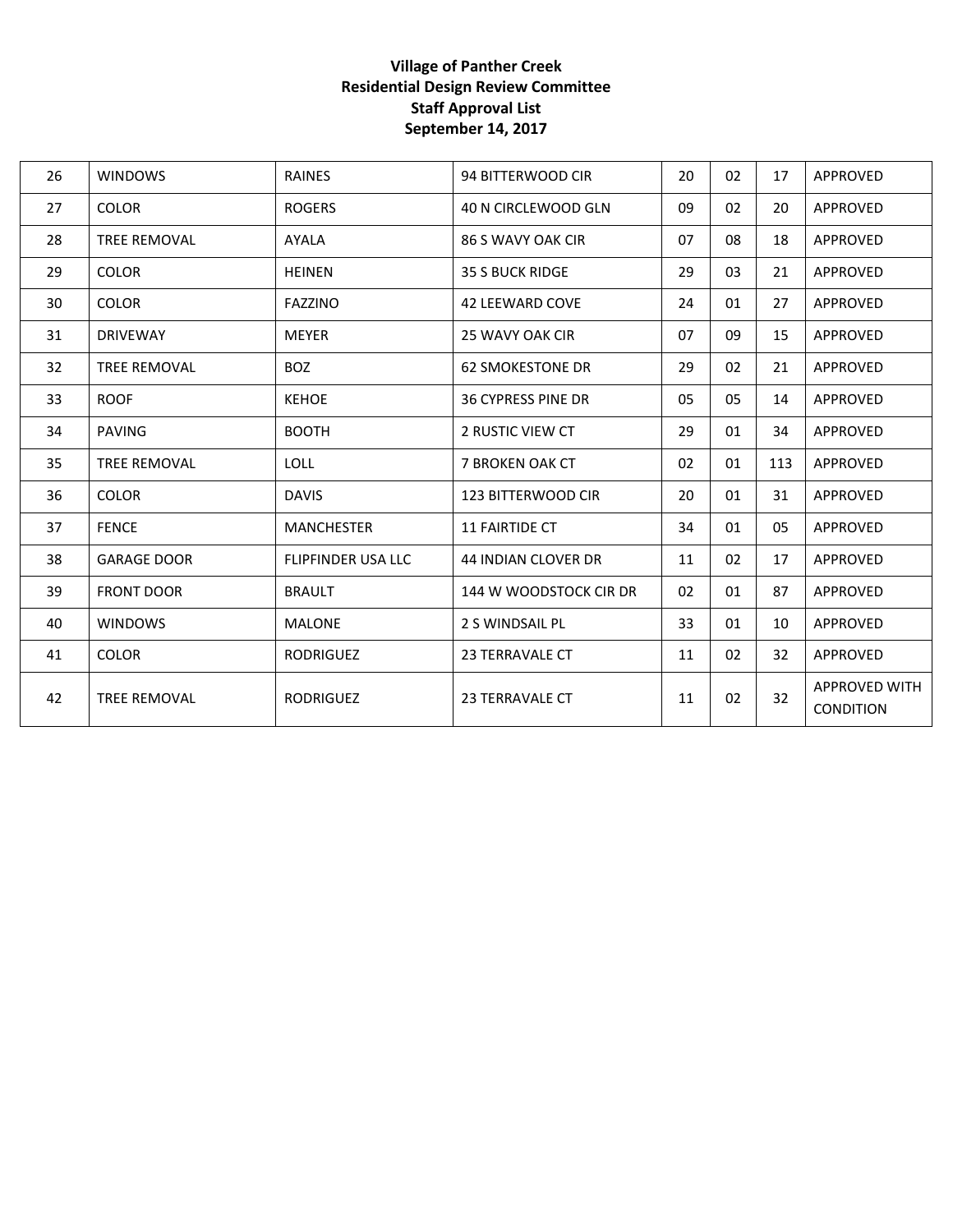**Village of Panther Creek**
**Residential Design Review Committee**
**Staff Approval List**
**September 14, 2017**

| | | | | | | | |
|---|---|---|---|---|---|---|---|
| 26 | WINDOWS | RAINES | 94 BITTERWOOD CIR | 20 | 02 | 17 | APPROVED |
| 27 | COLOR | ROGERS | 40 N CIRCLEWOOD GLN | 09 | 02 | 20 | APPROVED |
| 28 | TREE REMOVAL | AYALA | 86 S WAVY OAK CIR | 07 | 08 | 18 | APPROVED |
| 29 | COLOR | HEINEN | 35 S BUCK RIDGE | 29 | 03 | 21 | APPROVED |
| 30 | COLOR | FAZZINO | 42 LEEWARD COVE | 24 | 01 | 27 | APPROVED |
| 31 | DRIVEWAY | MEYER | 25 WAVY OAK CIR | 07 | 09 | 15 | APPROVED |
| 32 | TREE REMOVAL | BOZ | 62 SMOKESTONE DR | 29 | 02 | 21 | APPROVED |
| 33 | ROOF | KEHOE | 36 CYPRESS PINE DR | 05 | 05 | 14 | APPROVED |
| 34 | PAVING | BOOTH | 2 RUSTIC VIEW CT | 29 | 01 | 34 | APPROVED |
| 35 | TREE REMOVAL | LOLL | 7 BROKEN OAK CT | 02 | 01 | 113 | APPROVED |
| 36 | COLOR | DAVIS | 123 BITTERWOOD CIR | 20 | 01 | 31 | APPROVED |
| 37 | FENCE | MANCHESTER | 11 FAIRTIDE CT | 34 | 01 | 05 | APPROVED |
| 38 | GARAGE DOOR | FLIPFINDER USA LLC | 44 INDIAN CLOVER DR | 11 | 02 | 17 | APPROVED |
| 39 | FRONT DOOR | BRAULT | 144 W WOODSTOCK CIR DR | 02 | 01 | 87 | APPROVED |
| 40 | WINDOWS | MALONE | 2 S WINDSAIL PL | 33 | 01 | 10 | APPROVED |
| 41 | COLOR | RODRIGUEZ | 23 TERRAVALE CT | 11 | 02 | 32 | APPROVED |
| 42 | TREE REMOVAL | RODRIGUEZ | 23 TERRAVALE CT | 11 | 02 | 32 | APPROVED WITH CONDITION |